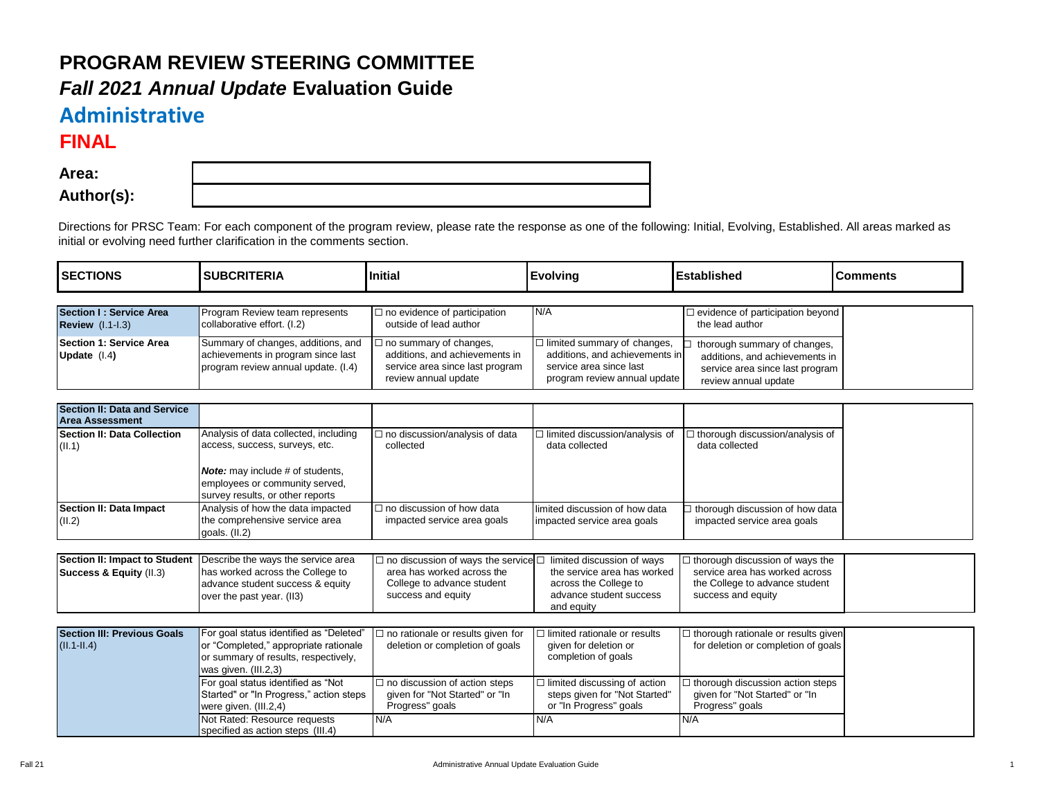# PROGRAM REVIEW STEERING COMMITTEE

## *Fall 2021 Annual Update* Evaluation Guide

## Administrative

## FINAL

**Area:**

**Author(s):**

Directions for PRSC Team: For each component of the program review, please rate the response as one of the following: Initial, Evolving, Established. All areas marked as initial or evolving need further clarification in the comments section.

| SECTIONS | SUBCRITERIA | Initial | Evolving | Established | Comments |
|---|---|---|---|---|---|
| **Section I : Service Area Review** (I.1-I.3) | Program Review team represents collaborative effort. (I.2) | ☐ no evidence of participation outside of lead author | N/A | ☐ evidence of participation beyond the lead author | |
| **Section 1: Service Area Update** (I.4) | Summary of changes, additions, and achievements in program since last program review annual update. (I.4) | ☐ no summary of changes, additions, and achievements in service area since last program review annual update | ☐ limited summary of changes, additions, and achievements in service area since last program review annual update | ☐ thorough summary of changes, additions, and achievements in service area since last program review annual update | |
| **Section II: Data and Service Area Assessment** | | | | | |
| **Section II: Data Collection** (II.1) | Analysis of data collected, including access, success, surveys, etc.<br><br>***Note:*** may include # of students, employees or community served, survey results, or other reports | ☐ no discussion/analysis of data collected | ☐ limited discussion/analysis of data collected | ☐ thorough discussion/analysis of data collected | |
| **Section II: Data Impact** (II.2) | Analysis of how the data impacted the comprehensive service area goals. (II.2) | ☐ no discussion of how data impacted service area goals | limited discussion of how data impacted service area goals | ☐ thorough discussion of how data impacted service area goals | |
| **Section II: Impact to Student Success & Equity** (II.3) | Describe the ways the service area has worked across the College to advance student success & equity over the past year. (II3) | ☐ no discussion of ways the service area has worked across the College to advance student success and equity | ☐ limited discussion of ways the service area has worked across the College to advance student success and equity | ☐ thorough discussion of ways the service area has worked across the College to advance student success and equity | |
| **Section III: Previous Goals** (II.1-II.4) | For goal status identified as "Deleted" or "Completed," appropriate rationale or summary of results, respectively, was given. (III.2,3) | ☐ no rationale or results given for deletion or completion of goals | ☐ limited rationale or results given for deletion or completion of goals | ☐ thorough rationale or results given for deletion or completion of goals | |
| | For goal status identified as "Not Started" or "In Progress," action steps were given. (III.2,4) | ☐ no discussion of action steps given for "Not Started" or "In Progress" goals | ☐ limited discussing of action steps given for "Not Started" or "In Progress" goals | ☐ thorough discussion action steps given for "Not Started" or "In Progress" goals | |
| | Not Rated: Resource requests specified as action steps (III.4) | N/A | N/A | N/A | |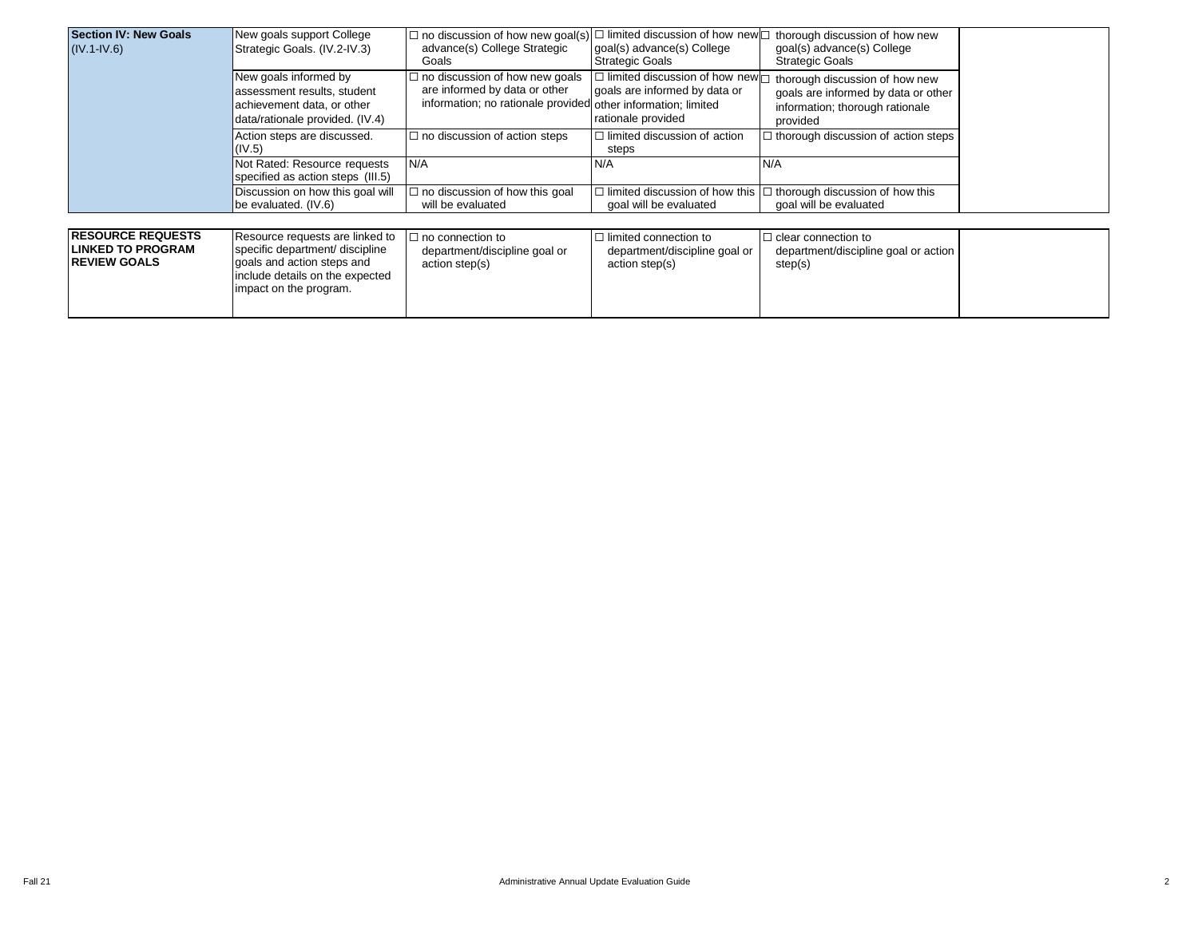| | | | | | |
|---|---|---|---|---|---|
| **Section IV: New Goals** (IV.1-IV.6) | New goals support College Strategic Goals. (IV.2-IV.3) | ☐ no discussion of how new goal(s) advance(s) College Strategic Goals | ☐ limited discussion of how new goal(s) advance(s) College Strategic Goals | ☐ thorough discussion of how new goal(s) advance(s) College Strategic Goals | |
| | New goals informed by assessment results, student achievement data, or other data/rationale provided. (IV.4) | ☐ no discussion of how new goals are informed by data or other information; no rationale provided | ☐ limited discussion of how new goals are informed by data or other information; limited rationale provided | ☐ thorough discussion of how new goals are informed by data or other information; thorough rationale provided | |
| | Action steps are discussed. (IV.5) | ☐ no discussion of action steps | ☐ limited discussion of action steps | ☐ thorough discussion of action steps | |
| | Not Rated: Resource requests specified as action steps (III.5) | N/A | N/A | N/A | |
| | Discussion on how this goal will be evaluated. (IV.6) | ☐ no discussion of how this goal will be evaluated | ☐ limited discussion of how this goal will be evaluated | ☐ thorough discussion of how this goal will be evaluated | |

| | | | | | |
|---|---|---|---|---|---|
| **RESOURCE REQUESTS LINKED TO PROGRAM REVIEW GOALS** | Resource requests are linked to specific department/ discipline goals and action steps and include details on the expected impact on the program. | ☐ no connection to department/discipline goal or action step(s) | ☐ limited connection to department/discipline goal or action step(s) | ☐ clear connection to department/discipline goal or action step(s) | |